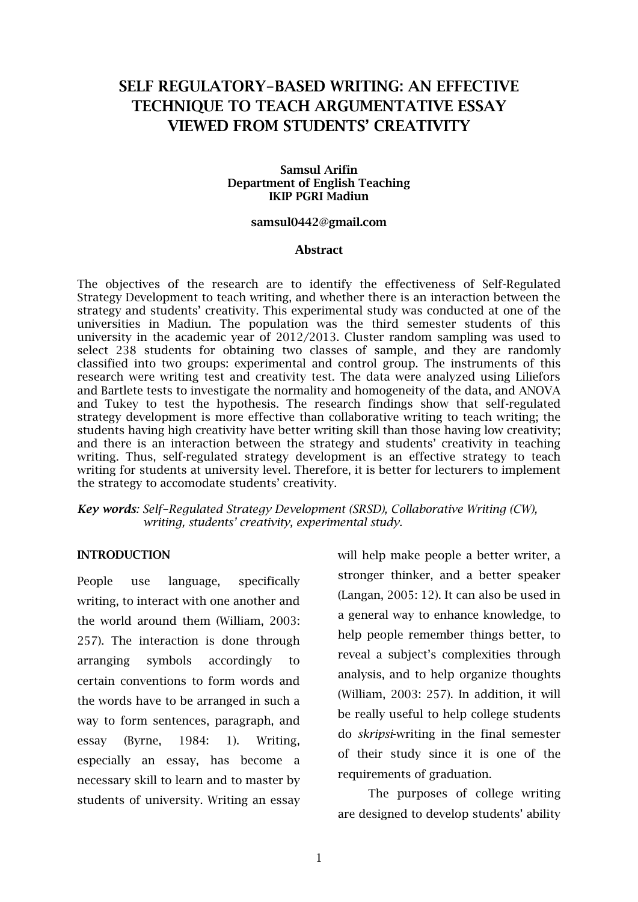# SELF REGULATORY-BASED WRITING: AN EFFECTIVE TECHNIQUE TO TEACH ARGUMENTATIVE ESSAY VIEWED FROM STUDENTS' CREATIVITY

**Samsul Arifin**
**Department of English Teaching**
**IKIP PGRI Madiun**

**samsul0442@gmail.com**

## Abstract

The objectives of the research are to identify the effectiveness of Self-Regulated Strategy Development to teach writing, and whether there is an interaction between the strategy and students' creativity. This experimental study was conducted at one of the universities in Madiun. The population was the third semester students of this university in the academic year of 2012/2013. Cluster random sampling was used to select 238 students for obtaining two classes of sample, and they are randomly classified into two groups: experimental and control group. The instruments of this research were writing test and creativity test. The data were analyzed using Liliefors and Bartlete tests to investigate the normality and homogeneity of the data, and ANOVA and Tukey to test the hypothesis. The research findings show that self-regulated strategy development is more effective than collaborative writing to teach writing; the students having high creativity have better writing skill than those having low creativity; and there is an interaction between the strategy and students' creativity in teaching writing. Thus, self-regulated strategy development is an effective strategy to teach writing for students at university level. Therefore, it is better for lecturers to implement the strategy to accomodate students' creativity.

***Key words**: Self-Regulated Strategy Development (SRSD), Collaborative Writing (CW), writing, students' creativity, experimental study.*

## INTRODUCTION

People use language, specifically writing, to interact with one another and the world around them (William, 2003: 257). The interaction is done through arranging symbols accordingly to certain conventions to form words and the words have to be arranged in such a way to form sentences, paragraph, and essay (Byrne, 1984: 1). Writing, especially an essay, has become a necessary skill to learn and to master by students of university. Writing an essay will help make people a better writer, a stronger thinker, and a better speaker (Langan, 2005: 12). It can also be used in a general way to enhance knowledge, to help people remember things better, to reveal a subject's complexities through analysis, and to help organize thoughts (William, 2003: 257). In addition, it will be really useful to help college students do *skripsi*-writing in the final semester of their study since it is one of the requirements of graduation.

The purposes of college writing are designed to develop students' ability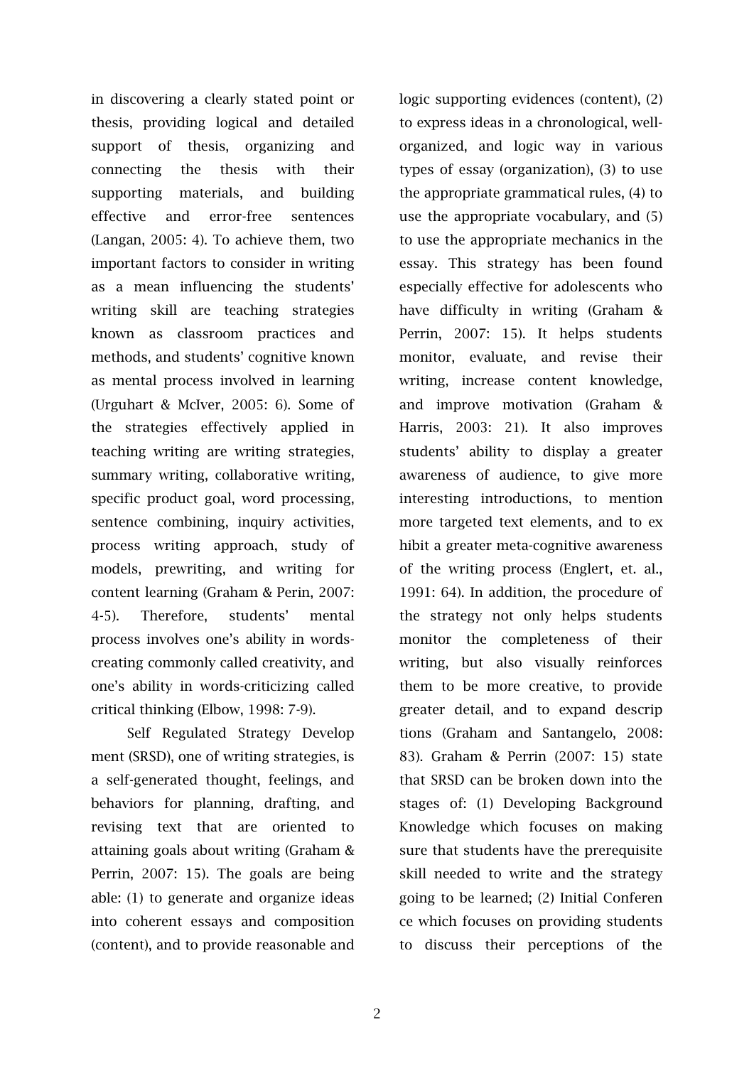in discovering a clearly stated point or thesis, providing logical and detailed support of thesis, organizing and connecting the thesis with their supporting materials, and building effective and error-free sentences (Langan, 2005: 4). To achieve them, two important factors to consider in writing as a mean influencing the students' writing skill are teaching strategies known as classroom practices and methods, and students' cognitive known as mental process involved in learning (Urguhart & McIver, 2005: 6). Some of the strategies effectively applied in teaching writing are writing strategies, summary writing, collaborative writing, specific product goal, word processing, sentence combining, inquiry activities, process writing approach, study of models, prewriting, and writing for content learning (Graham & Perin, 2007: 4-5). Therefore, students' mental process involves one's ability in words-creating commonly called creativity, and one's ability in words-criticizing called critical thinking (Elbow, 1998: 7-9).

Self Regulated Strategy Develop ment (SRSD), one of writing strategies, is a self-generated thought, feelings, and behaviors for planning, drafting, and revising text that are oriented to attaining goals about writing (Graham & Perrin, 2007: 15). The goals are being able: (1) to generate and organize ideas into coherent essays and composition (content), and to provide reasonable and logic supporting evidences (content), (2) to express ideas in a chronological, well-organized, and logic way in various types of essay (organization), (3) to use the appropriate grammatical rules, (4) to use the appropriate vocabulary, and (5) to use the appropriate mechanics in the essay. This strategy has been found especially effective for adolescents who have difficulty in writing (Graham & Perrin, 2007: 15). It helps students monitor, evaluate, and revise their writing, increase content knowledge, and improve motivation (Graham & Harris, 2003: 21). It also improves students' ability to display a greater awareness of audience, to give more interesting introductions, to mention more targeted text elements, and to ex hibit a greater meta-cognitive awareness of the writing process (Englert, et. al., 1991: 64). In addition, the procedure of the strategy not only helps students monitor the completeness of their writing, but also visually reinforces them to be more creative, to provide greater detail, and to expand descrip tions (Graham and Santangelo, 2008: 83). Graham & Perrin (2007: 15) state that SRSD can be broken down into the stages of: (1) Developing Background Knowledge which focuses on making sure that students have the prerequisite skill needed to write and the strategy going to be learned; (2) Initial Conferen ce which focuses on providing students to discuss their perceptions of the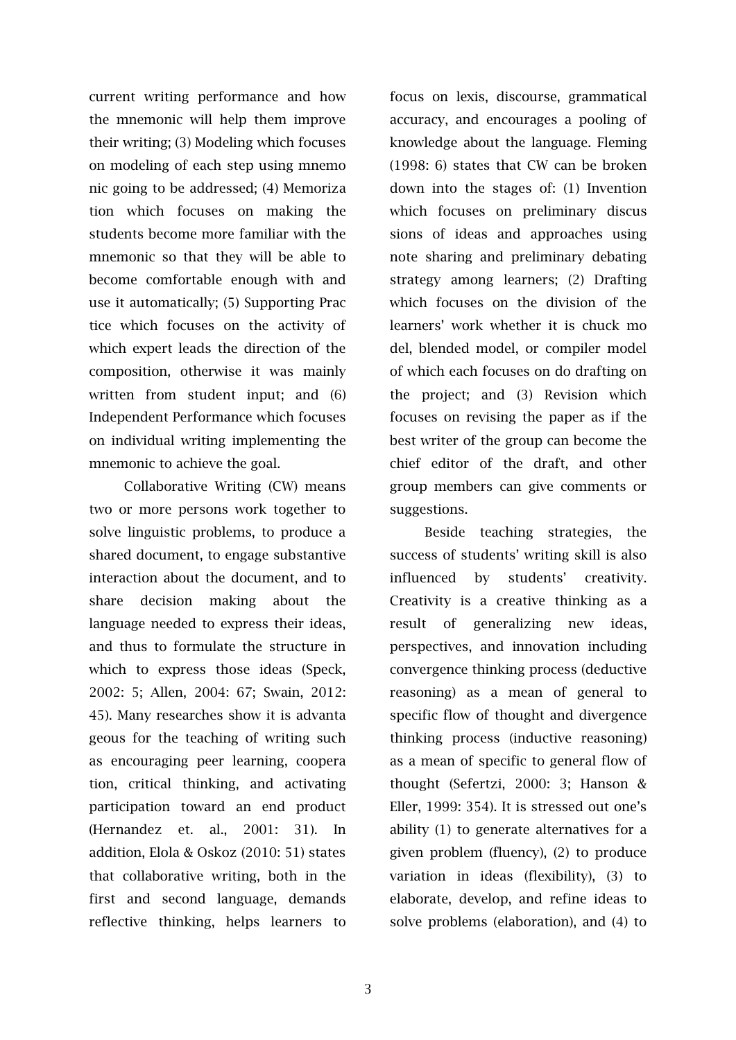current writing performance and how the mnemonic will help them improve their writing; (3) Modeling which focuses on modeling of each step using mnemonic going to be addressed; (4) Memorization which focuses on making the students become more familiar with the mnemonic so that they will be able to become comfortable enough with and use it automatically; (5) Supporting Practice which focuses on the activity of which expert leads the direction of the composition, otherwise it was mainly written from student input; and (6) Independent Performance which focuses on individual writing implementing the mnemonic to achieve the goal.

Collaborative Writing (CW) means two or more persons work together to solve linguistic problems, to produce a shared document, to engage substantive interaction about the document, and to share decision making about the language needed to express their ideas, and thus to formulate the structure in which to express those ideas (Speck, 2002: 5; Allen, 2004: 67; Swain, 2012: 45). Many researches show it is advantageous for the teaching of writing such as encouraging peer learning, cooperation, critical thinking, and activating participation toward an end product (Hernandez et. al., 2001: 31). In addition, Elola & Oskoz (2010: 51) states that collaborative writing, both in the first and second language, demands reflective thinking, helps learners to focus on lexis, discourse, grammatical accuracy, and encourages a pooling of knowledge about the language. Fleming (1998: 6) states that CW can be broken down into the stages of: (1) Invention which focuses on preliminary discussions of ideas and approaches using note sharing and preliminary debating strategy among learners; (2) Drafting which focuses on the division of the learners' work whether it is chuck model, blended model, or compiler model of which each focuses on do drafting on the project; and (3) Revision which focuses on revising the paper as if the best writer of the group can become the chief editor of the draft, and other group members can give comments or suggestions.

Beside teaching strategies, the success of students' writing skill is also influenced by students' creativity. Creativity is a creative thinking as a result of generalizing new ideas, perspectives, and innovation including convergence thinking process (deductive reasoning) as a mean of general to specific flow of thought and divergence thinking process (inductive reasoning) as a mean of specific to general flow of thought (Sefertzi, 2000: 3; Hanson & Eller, 1999: 354). It is stressed out one's ability (1) to generate alternatives for a given problem (fluency), (2) to produce variation in ideas (flexibility), (3) to elaborate, develop, and refine ideas to solve problems (elaboration), and (4) to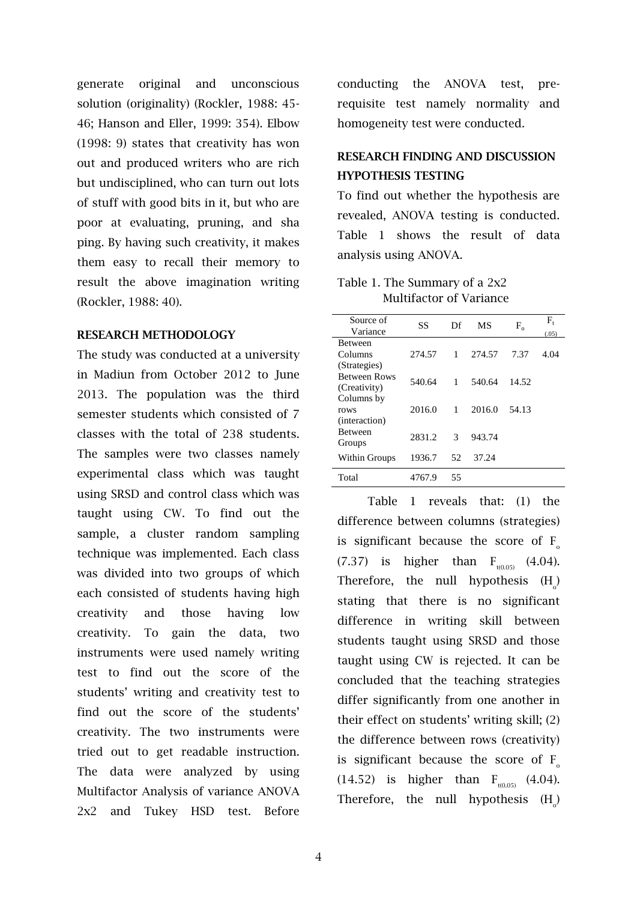generate original and unconscious solution (originality) (Rockler, 1988: 45-46; Hanson and Eller, 1999: 354). Elbow (1998: 9) states that creativity has won out and produced writers who are rich but undisciplined, who can turn out lots of stuff with good bits in it, but who are poor at evaluating, pruning, and sha ping. By having such creativity, it makes them easy to recall their memory to result the above imagination writing (Rockler, 1988: 40).

## RESEARCH METHODOLOGY

The study was conducted at a university in Madiun from October 2012 to June 2013. The population was the third semester students which consisted of 7 classes with the total of 238 students. The samples were two classes namely experimental class which was taught using SRSD and control class which was taught using CW. To find out the sample, a cluster random sampling technique was implemented. Each class was divided into two groups of which each consisted of students having high creativity and those having low creativity. To gain the data, two instruments were used namely writing test to find out the score of the students' writing and creativity test to find out the score of the students' creativity. The two instruments were tried out to get readable instruction. The data were analyzed by using Multifactor Analysis of variance ANOVA 2x2 and Tukey HSD test. Before conducting the ANOVA test, pre-requisite test namely normality and homogeneity test were conducted.

## RESEARCH FINDING AND DISCUSSION

### HYPOTHESIS TESTING

To find out whether the hypothesis are revealed, ANOVA testing is conducted. Table 1 shows the result of data analysis using ANOVA.

Table 1. The Summary of a 2x2 Multifactor of Variance

| Source of Variance | SS | Df | MS | $F_o$ | $F_t$ (.05) |
|---|---|---|---|---|---|
| Between Columns (Strategies) | 274.57 | 1 | 274.57 | 7.37 | 4.04 |
| Between Rows (Creativity) | 540.64 | 1 | 540.64 | 14.52 | |
| Columns by rows (interaction) | 2016.0 | 1 | 2016.0 | 54.13 | |
| Between Groups | 2831.2 | 3 | 943.74 | | |
| Within Groups | 1936.7 | 52 | 37.24 | | |
| Total | 4767.9 | 55 | | | |

Table 1 reveals that: (1) the difference between columns (strategies) is significant because the score of $F_o$ (7.37) is higher than $F_{t(0.05)}$ (4.04). Therefore, the null hypothesis ($H_o$) stating that there is no significant difference in writing skill between students taught using SRSD and those taught using CW is rejected. It can be concluded that the teaching strategies differ significantly from one another in their effect on students' writing skill; (2) the difference between rows (creativity) is significant because the score of $F_o$ (14.52) is higher than $F_{t(0.05)}$ (4.04). Therefore, the null hypothesis ($H_o$)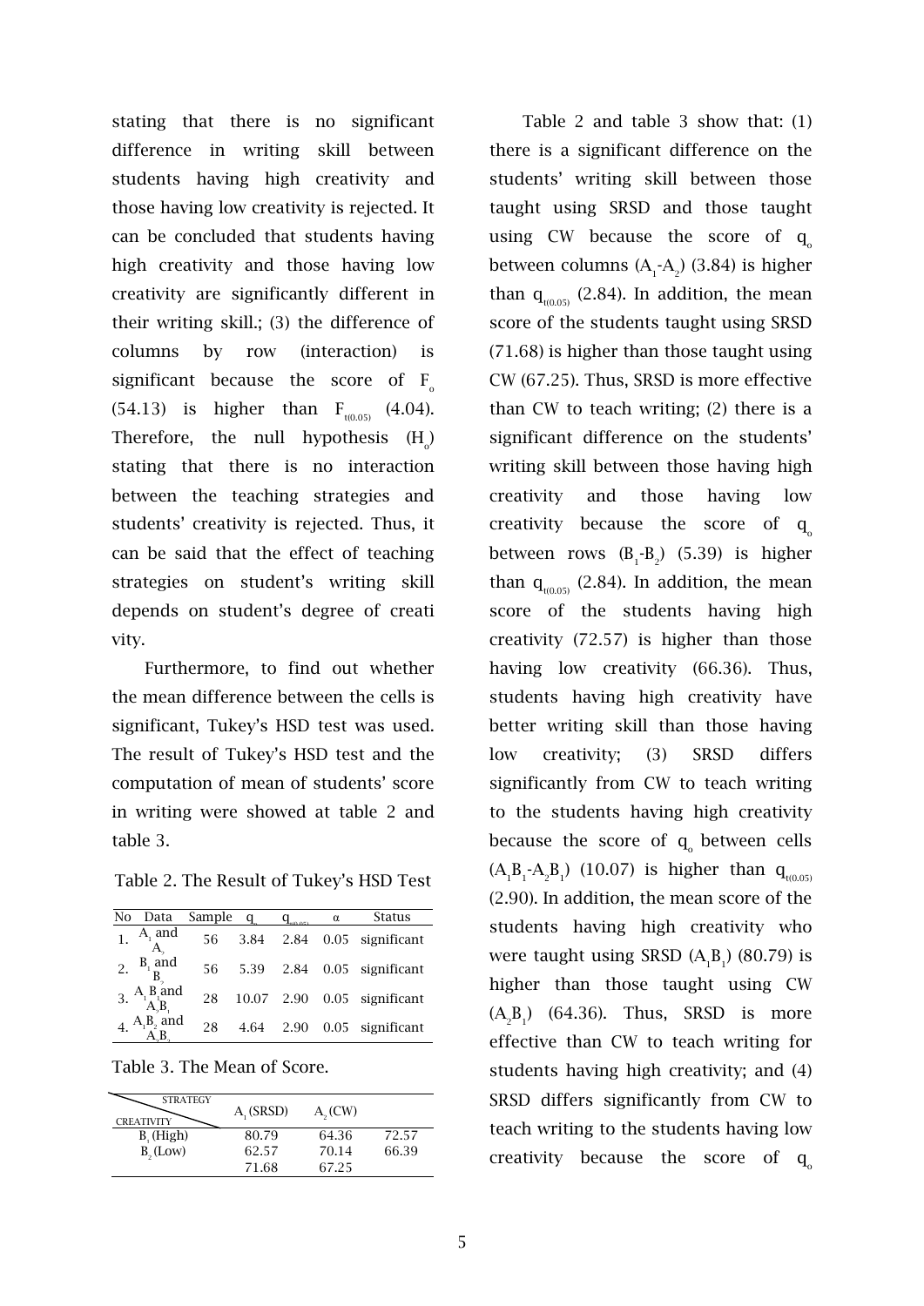stating that there is no significant difference in writing skill between students having high creativity and those having low creativity is rejected. It can be concluded that students having high creativity and those having low creativity are significantly different in their writing skill.; (3) the difference of columns by row (interaction) is significant because the score of $F_o$ (54.13) is higher than $F_{t(0.05)}$ (4.04). Therefore, the null hypothesis ($H_o$) stating that there is no interaction between the teaching strategies and students' creativity is rejected. Thus, it can be said that the effect of teaching strategies on student's writing skill depends on student's degree of creativity.

Furthermore, to find out whether the mean difference between the cells is significant, Tukey's HSD test was used. The result of Tukey's HSD test and the computation of mean of students' score in writing were showed at table 2 and table 3.

Table 2. The Result of Tukey's HSD Test

| No | Data | Sample | $q_o$ | $q_{t(0.05)}$ | α | Status |
|---|---|---|---|---|---|---|
| 1. | $A_1$ and $A_2$ | 56 | 3.84 | 2.84 | 0.05 | significant |
| 2. | $B_1$ and $B_2$ | 56 | 5.39 | 2.84 | 0.05 | significant |
| 3. | $A_1B_1$ and $A_2B_1$ | 28 | 10.07 | 2.90 | 0.05 | significant |
| 4. | $A_1B_2$ and $A_2B_2$ | 28 | 4.64 | 2.90 | 0.05 | significant |

Table 3. The Mean of Score.

| STRATEGY / CREATIVITY | $A_1$ (SRSD) | $A_2$ (CW) | |
|---|---|---|---|
| $B_1$ (High) | 80.79 | 64.36 | 72.57 |
| $B_2$ (Low) | 62.57 | 70.14 | 66.39 |
| | 71.68 | 67.25 | |

Table 2 and table 3 show that: (1) there is a significant difference on the students' writing skill between those taught using SRSD and those taught using CW because the score of $q_o$ between columns ($A_1$-$A_2$) (3.84) is higher than $q_{t(0.05)}$ (2.84). In addition, the mean score of the students taught using SRSD (71.68) is higher than those taught using CW (67.25). Thus, SRSD is more effective than CW to teach writing; (2) there is a significant difference on the students' writing skill between those having high creativity and those having low creativity because the score of $q_o$ between rows ($B_1$-$B_2$) (5.39) is higher than $q_{t(0.05)}$ (2.84). In addition, the mean score of the students having high creativity (72.57) is higher than those having low creativity (66.36). Thus, students having high creativity have better writing skill than those having low creativity; (3) SRSD differs significantly from CW to teach writing to the students having high creativity because the score of $q_o$ between cells ($A_1B_1$-$A_2B_1$) (10.07) is higher than $q_{t(0.05)}$ (2.90). In addition, the mean score of the students having high creativity who were taught using SRSD ($A_1B_1$) (80.79) is higher than those taught using CW ($A_2B_1$) (64.36). Thus, SRSD is more effective than CW to teach writing for students having high creativity; and (4) SRSD differs significantly from CW to teach writing to the students having low creativity because the score of $q_o$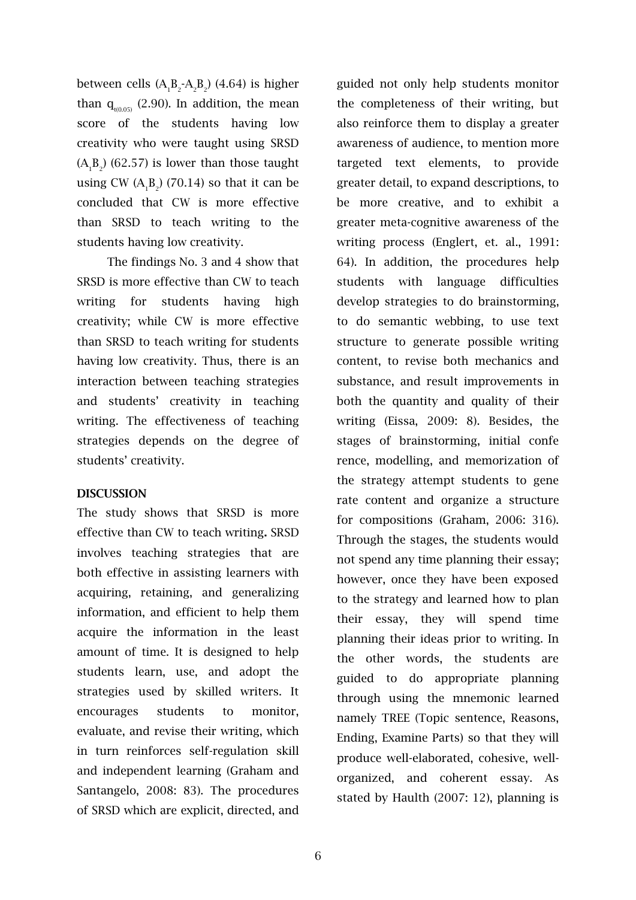between cells ($A_1B_2$-$A_2B_2$) (4.64) is higher than $q_{t(0.05)}$ (2.90). In addition, the mean score of the students having low creativity who were taught using SRSD ($A_1B_2$) (62.57) is lower than those taught using CW ($A_1B_2$) (70.14) so that it can be concluded that CW is more effective than SRSD to teach writing to the students having low creativity.

The findings No. 3 and 4 show that SRSD is more effective than CW to teach writing for students having high creativity; while CW is more effective than SRSD to teach writing for students having low creativity. Thus, there is an interaction between teaching strategies and students' creativity in teaching writing. The effectiveness of teaching strategies depends on the degree of students' creativity.

**DISCUSSION**

The study shows that SRSD is more effective than CW to teach writing**.** SRSD involves teaching strategies that are both effective in assisting learners with acquiring, retaining, and generalizing information, and efficient to help them acquire the information in the least amount of time. It is designed to help students learn, use, and adopt the strategies used by skilled writers. It encourages students to monitor, evaluate, and revise their writing, which in turn reinforces self-regulation skill and independent learning (Graham and Santangelo, 2008: 83). The procedures of SRSD which are explicit, directed, and guided not only help students monitor the completeness of their writing, but also reinforce them to display a greater awareness of audience, to mention more targeted text elements, to provide greater detail, to expand descriptions, to be more creative, and to exhibit a greater meta-cognitive awareness of the writing process (Englert, et. al., 1991: 64). In addition, the procedures help students with language difficulties develop strategies to do brainstorming, to do semantic webbing, to use text structure to generate possible writing content, to revise both mechanics and substance, and result improvements in both the quantity and quality of their writing (Eissa, 2009: 8). Besides, the stages of brainstorming, initial confe rence, modelling, and memorization of the strategy attempt students to gene rate content and organize a structure for compositions (Graham, 2006: 316). Through the stages, the students would not spend any time planning their essay; however, once they have been exposed to the strategy and learned how to plan their essay, they will spend time planning their ideas prior to writing. In the other words, the students are guided to do appropriate planning through using the mnemonic learned namely TREE (Topic sentence, Reasons, Ending, Examine Parts) so that they will produce well-elaborated, cohesive, well-organized, and coherent essay. As stated by Haulth (2007: 12), planning is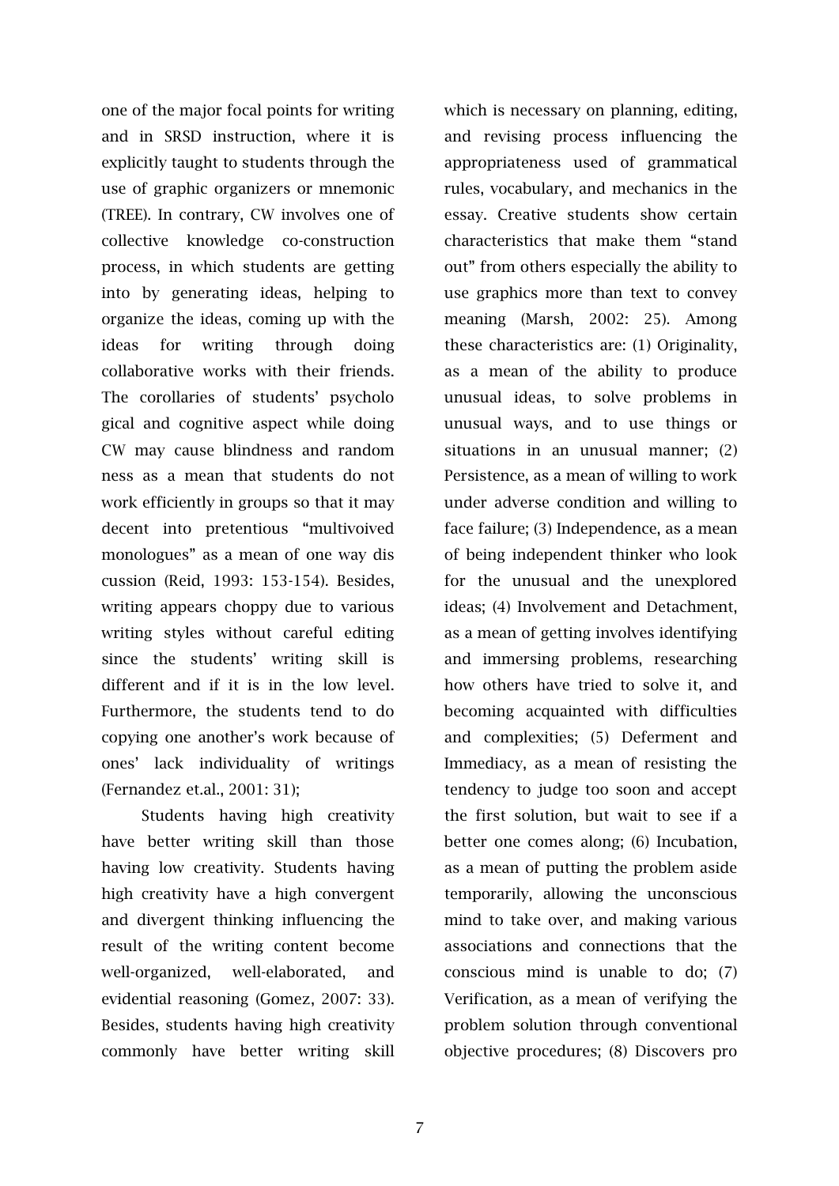one of the major focal points for writing and in SRSD instruction, where it is explicitly taught to students through the use of graphic organizers or mnemonic (TREE). In contrary, CW involves one of collective knowledge co-construction process, in which students are getting into by generating ideas, helping to organize the ideas, coming up with the ideas for writing through doing collaborative works with their friends. The corollaries of students' psycholo gical and cognitive aspect while doing CW may cause blindness and random ness as a mean that students do not work efficiently in groups so that it may decent into pretentious "multivoived monologues" as a mean of one way dis cussion (Reid, 1993: 153-154). Besides, writing appears choppy due to various writing styles without careful editing since the students' writing skill is different and if it is in the low level. Furthermore, the students tend to do copying one another's work because of ones' lack individuality of writings (Fernandez et.al., 2001: 31);

Students having high creativity have better writing skill than those having low creativity. Students having high creativity have a high convergent and divergent thinking influencing the result of the writing content become well-organized, well-elaborated, and evidential reasoning (Gomez, 2007: 33). Besides, students having high creativity commonly have better writing skill which is necessary on planning, editing, and revising process influencing the appropriateness used of grammatical rules, vocabulary, and mechanics in the essay. Creative students show certain characteristics that make them "stand out" from others especially the ability to use graphics more than text to convey meaning (Marsh, 2002: 25). Among these characteristics are: (1) Originality, as a mean of the ability to produce unusual ideas, to solve problems in unusual ways, and to use things or situations in an unusual manner; (2) Persistence, as a mean of willing to work under adverse condition and willing to face failure; (3) Independence, as a mean of being independent thinker who look for the unusual and the unexplored ideas; (4) Involvement and Detachment, as a mean of getting involves identifying and immersing problems, researching how others have tried to solve it, and becoming acquainted with difficulties and complexities; (5) Deferment and Immediacy, as a mean of resisting the tendency to judge too soon and accept the first solution, but wait to see if a better one comes along; (6) Incubation, as a mean of putting the problem aside temporarily, allowing the unconscious mind to take over, and making various associations and connections that the conscious mind is unable to do; (7) Verification, as a mean of verifying the problem solution through conventional objective procedures; (8) Discovers pro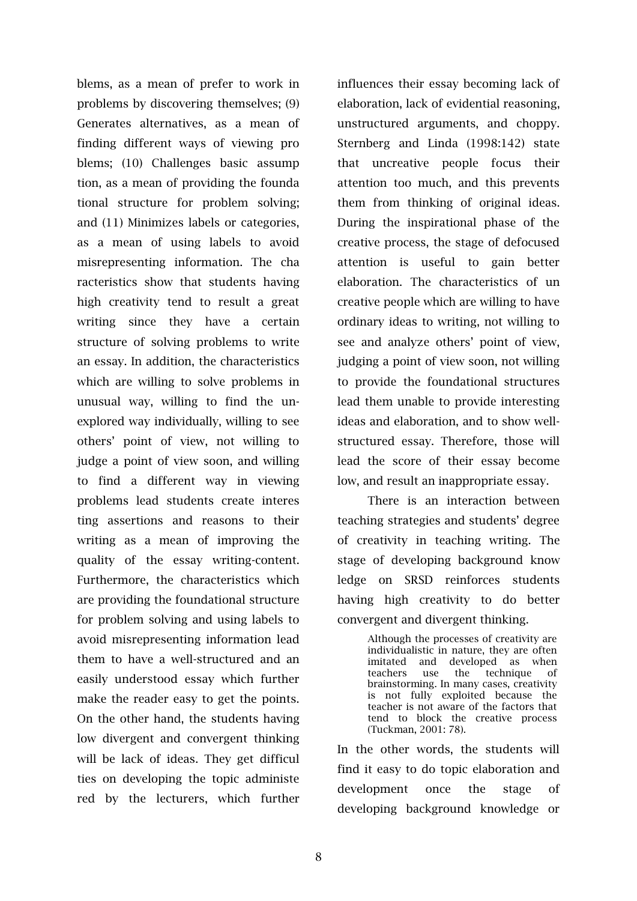blems, as a mean of prefer to work in problems by discovering themselves; (9) Generates alternatives, as a mean of finding different ways of viewing problems; (10) Challenges basic assumption, as a mean of providing the foundational structure for problem solving; and (11) Minimizes labels or categories, as a mean of using labels to avoid misrepresenting information. The characteristics show that students having high creativity tend to result a great writing since they have a certain structure of solving problems to write an essay. In addition, the characteristics which are willing to solve problems in unusual way, willing to find the unexplored way individually, willing to see others' point of view, not willing to judge a point of view soon, and willing to find a different way in viewing problems lead students create interesting assertions and reasons to their writing as a mean of improving the quality of the essay writing-content. Furthermore, the characteristics which are providing the foundational structure for problem solving and using labels to avoid misrepresenting information lead them to have a well-structured and an easily understood essay which further make the reader easy to get the points. On the other hand, the students having low divergent and convergent thinking will be lack of ideas. They get difficulties on developing the topic administered by the lecturers, which further influences their essay becoming lack of elaboration, lack of evidential reasoning, unstructured arguments, and choppy. Sternberg and Linda (1998:142) state that uncreative people focus their attention too much, and this prevents them from thinking of original ideas. During the inspirational phase of the creative process, the stage of defocused attention is useful to gain better elaboration. The characteristics of uncreative people which are willing to have ordinary ideas to writing, not willing to see and analyze others' point of view, judging a point of view soon, not willing to provide the foundational structures lead them unable to provide interesting ideas and elaboration, and to show well-structured essay. Therefore, those will lead the score of their essay become low, and result an inappropriate essay.

There is an interaction between teaching strategies and students' degree of creativity in teaching writing. The stage of developing background knowledge on SRSD reinforces students having high creativity to do better convergent and divergent thinking.

> Although the processes of creativity are individualistic in nature, they are often imitated and developed as when teachers use the technique of brainstorming. In many cases, creativity is not fully exploited because the teacher is not aware of the factors that tend to block the creative process (Tuckman, 2001: 78).

In the other words, the students will find it easy to do topic elaboration and development once the stage of developing background knowledge or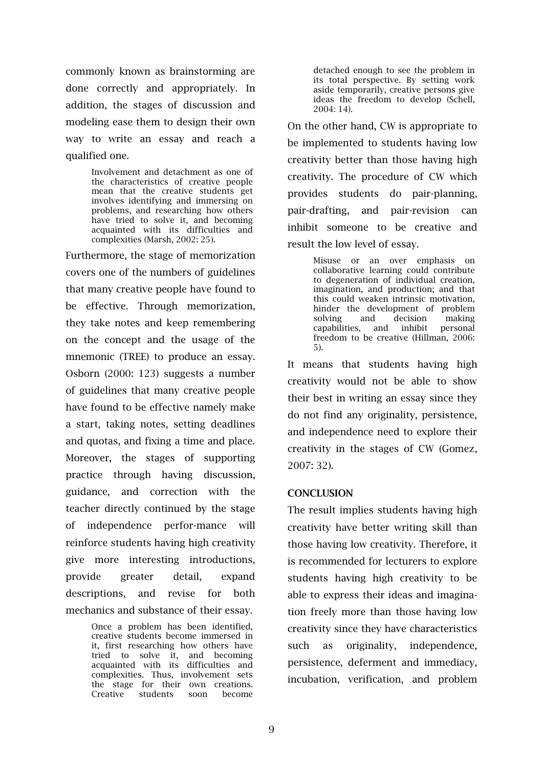commonly known as brainstorming are done correctly and appropriately. In addition, the stages of discussion and modeling ease them to design their own way to write an essay and reach a qualified one.

> Involvement and detachment as one of the characteristics of creative people mean that the creative students get involves identifying and immersing on problems, and researching how others have tried to solve it, and becoming acquainted with its difficulties and complexities (Marsh, 2002: 25).

Furthermore, the stage of memorization covers one of the numbers of guidelines that many creative people have found to be effective. Through memorization, they take notes and keep remembering on the concept and the usage of the mnemonic (TREE) to produce an essay. Osborn (2000: 123) suggests a number of guidelines that many creative people have found to be effective namely make a start, taking notes, setting deadlines and quotas, and fixing a time and place. Moreover, the stages of supporting practice through having discussion, guidance, and correction with the teacher directly continued by the stage of independence perfor-mance will reinforce students having high creativity give more interesting introductions, provide greater detail, expand descriptions, and revise for both mechanics and substance of their essay.

> Once a problem has been identified, creative students become immersed in it, first researching how others have tried to solve it, and becoming acquainted with its difficulties and complexities. Thus, involvement sets the stage for their own creations. Creative students soon become detached enough to see the problem in its total perspective. By setting work aside temporarily, creative persons give ideas the freedom to develop (Schell, 2004: 14).

On the other hand, CW is appropriate to be implemented to students having low creativity better than those having high creativity. The procedure of CW which provides students do pair-planning, pair-drafting, and pair-revision can inhibit someone to be creative and result the low level of essay.

> Misuse or an over emphasis on collaborative learning could contribute to degeneration of individual creation, imagination, and production; and that this could weaken intrinsic motivation, hinder the development of problem solving and decision making capabilities, and inhibit personal freedom to be creative (Hillman, 2006: 5).

It means that students having high creativity would not be able to show their best in writing an essay since they do not find any originality, persistence, and independence need to explore their creativity in the stages of CW (Gomez, 2007: 32).

## CONCLUSION

The result implies students having high creativity have better writing skill than those having low creativity. Therefore, it is recommended for lecturers to explore students having high creativity to be able to express their ideas and imagina-tion freely more than those having low creativity since they have characteristics such as originality, independence, persistence, deferment and immediacy, incubation, verification, and problem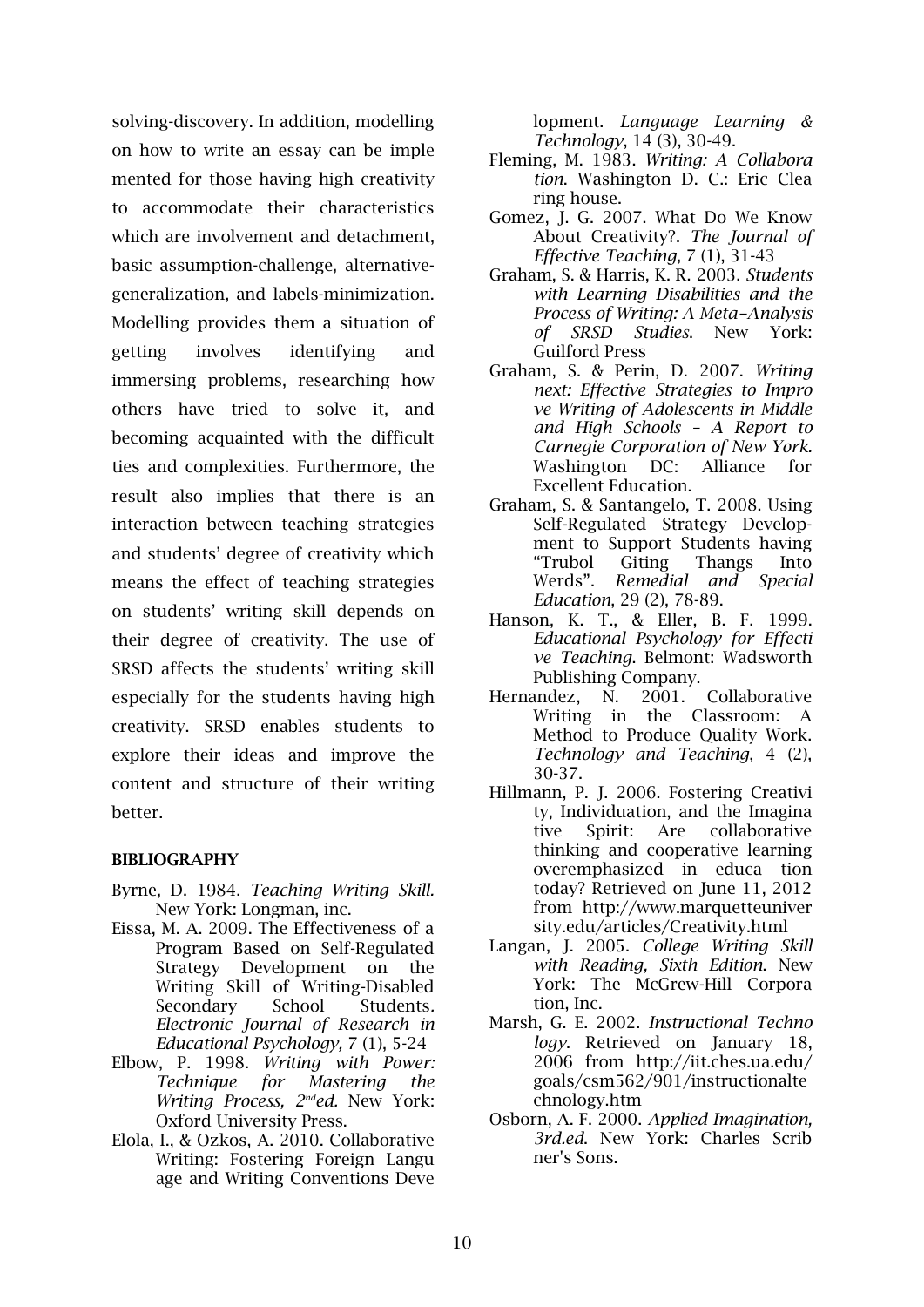solving-discovery. In addition, modelling on how to write an essay can be implemented for those having high creativity to accommodate their characteristics which are involvement and detachment, basic assumption-challenge, alternative-generalization, and labels-minimization. Modelling provides them a situation of getting involves identifying and immersing problems, researching how others have tried to solve it, and becoming acquainted with the difficulties and complexities. Furthermore, the result also implies that there is an interaction between teaching strategies and students' degree of creativity which means the effect of teaching strategies on students' writing skill depends on their degree of creativity. The use of SRSD affects the students' writing skill especially for the students having high creativity. SRSD enables students to explore their ideas and improve the content and structure of their writing better.

**BIBLIOGRAPHY**

Byrne, D. 1984. *Teaching Writing Skill.* New York: Longman, inc.

Eissa, M. A. 2009. The Effectiveness of a Program Based on Self-Regulated Strategy Development on the Writing Skill of Writing-Disabled Secondary School Students. *Electronic Journal of Research in Educational Psychology,* 7 (1), 5-24

Elbow, P. 1998. *Writing with Power: Technique for Mastering the Writing Process, 2nd ed.* New York: Oxford University Press.

Elola, I., & Ozkos, A. 2010. Collaborative Writing: Fostering Foreign Language and Writing Conventions Development. *Language Learning & Technology*, 14 (3), 30-49.

Fleming, M. 1983. *Writing: A Collaboration.* Washington D. C.: Eric Clearing house.

Gomez, J. G. 2007. What Do We Know About Creativity?. *The Journal of Effective Teaching*, 7 (1), 31-43

Graham, S. & Harris, K. R. 2003. *Students with Learning Disabilities and the Process of Writing: A Meta–Analysis of SRSD Studies.* New York: Guilford Press

Graham, S. & Perin, D. 2007. *Writing next: Effective Strategies to Improve Writing of Adolescents in Middle and High Schools – A Report to Carnegie Corporation of New York.* Washington DC: Alliance for Excellent Education.

Graham, S. & Santangelo, T. 2008. Using Self-Regulated Strategy Development to Support Students having "Trubol Giting Thangs Into Werds". *Remedial and Special Education*, 29 (2), 78-89.

Hanson, K. T., & Eller, B. F. 1999. *Educational Psychology for Effective Teaching.* Belmont: Wadsworth Publishing Company.

Hernandez, N. 2001. Collaborative Writing in the Classroom: A Method to Produce Quality Work. *Technology and Teaching*, 4 (2), 30-37.

Hillmann, P. J. 2006. Fostering Creativity, Individuation, and the Imaginative Spirit: Are collaborative thinking and cooperative learning overemphasized in education today? Retrieved on June 11, 2012 from http://www.marquetteuniversity.edu/articles/Creativity.html

Langan, J. 2005. *College Writing Skill with Reading, Sixth Edition.* New York: The McGrew-Hill Corporation, Inc.

Marsh, G. E. 2002. *Instructional Technology.* Retrieved on January 18, 2006 from http://iit.ches.ua.edu/goals/csm562/901/instructionaltechnology.htm

Osborn, A. F. 2000. *Applied Imagination, 3rd.ed.* New York: Charles Scribner's Sons.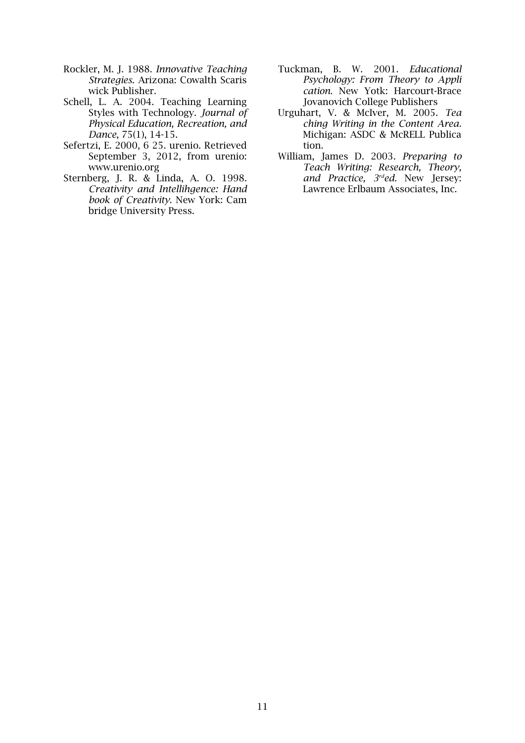Rockler, M. J. 1988. *Innovative Teaching Strategies*. Arizona: Cowalth Scariswick Publisher.

Schell, L. A. 2004. Teaching Learning Styles with Technology. *Journal of Physical Education, Recreation, and Dance*, 75(1), 14-15.

Sefertzi, E. 2000, 6 25. urenio. Retrieved September 3, 2012, from urenio: www.urenio.org

Sternberg, J. R. & Linda, A. O. 1998. *Creativity and Intellihgence: Handbook of Creativity*. New York: Cambridge University Press.

Tuckman, B. W. 2001. *Educational Psychology: From Theory to Application*. New Yotk: Harcourt-Brace Jovanovich College Publishers

Urguhart, V. & McIver, M. 2005. *Teaching Writing in the Content Area*. Michigan: ASDC & McRELL Publication.

William, James D. 2003. *Preparing to Teach Writing: Research, Theory, and Practice, 3rd ed.* New Jersey: Lawrence Erlbaum Associates, Inc.